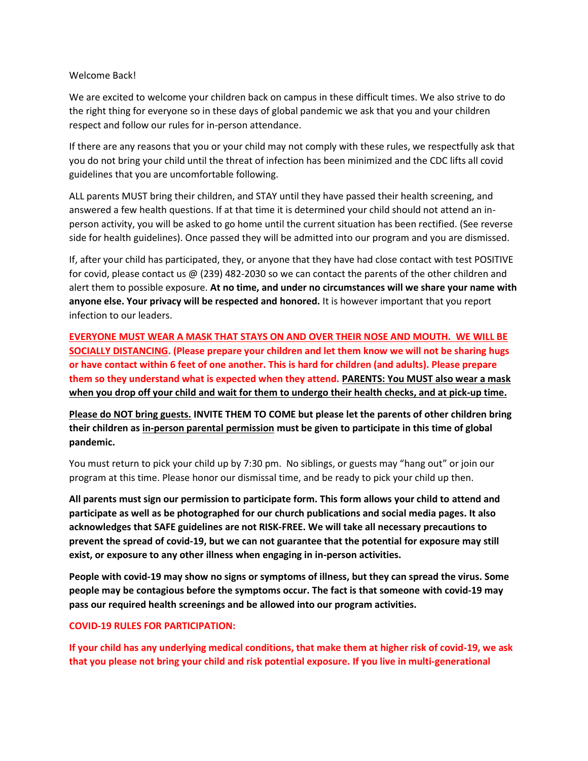Welcome Back!

We are excited to welcome your children back on campus in these difficult times. We also strive to do the right thing for everyone so in these days of global pandemic we ask that you and your children respect and follow our rules for in-person attendance.

If there are any reasons that you or your child may not comply with these rules, we respectfully ask that you do not bring your child until the threat of infection has been minimized and the CDC lifts all covid guidelines that you are uncomfortable following.

ALL parents MUST bring their children, and STAY until they have passed their health screening, and answered a few health questions. If at that time it is determined your child should not attend an in-person activity, you will be asked to go home until the current situation has been rectified. (See reverse side for health guidelines). Once passed they will be admitted into our program and you are dismissed.

If, after your child has participated, they, or anyone that they have had close contact with test POSITIVE for covid, please contact us @ (239) 482-2030 so we can contact the parents of the other children and alert them to possible exposure. **At no time, and under no circumstances will we share your name with anyone else. Your privacy will be respected and honored.** It is however important that you report infection to our leaders.

**EVERYONE MUST WEAR A MASK THAT STAYS ON AND OVER THEIR NOSE AND MOUTH. WE WILL BE SOCIALLY DISTANCING. (Please prepare your children and let them know we will not be sharing hugs or have contact within 6 feet of one another. This is hard for children (and adults). Please prepare them so they understand what is expected when they attend. PARENTS: You MUST also wear a mask when you drop off your child and wait for them to undergo their health checks, and at pick-up time.**

**Please do NOT bring guests. INVITE THEM TO COME but please let the parents of other children bring their children as in-person parental permission must be given to participate in this time of global pandemic.**

You must return to pick your child up by 7:30 pm. No siblings, or guests may "hang out" or join our program at this time. Please honor our dismissal time, and be ready to pick your child up then.

**All parents must sign our permission to participate form. This form allows your child to attend and participate as well as be photographed for our church publications and social media pages. It also acknowledges that SAFE guidelines are not RISK-FREE. We will take all necessary precautions to prevent the spread of covid-19, but we can not guarantee that the potential for exposure may still exist, or exposure to any other illness when engaging in in-person activities.**

**People with covid-19 may show no signs or symptoms of illness, but they can spread the virus. Some people may be contagious before the symptoms occur. The fact is that someone with covid-19 may pass our required health screenings and be allowed into our program activities.**

**COVID-19 RULES FOR PARTICIPATION:**

**If your child has any underlying medical conditions, that make them at higher risk of covid-19, we ask that you please not bring your child and risk potential exposure. If you live in multi-generational**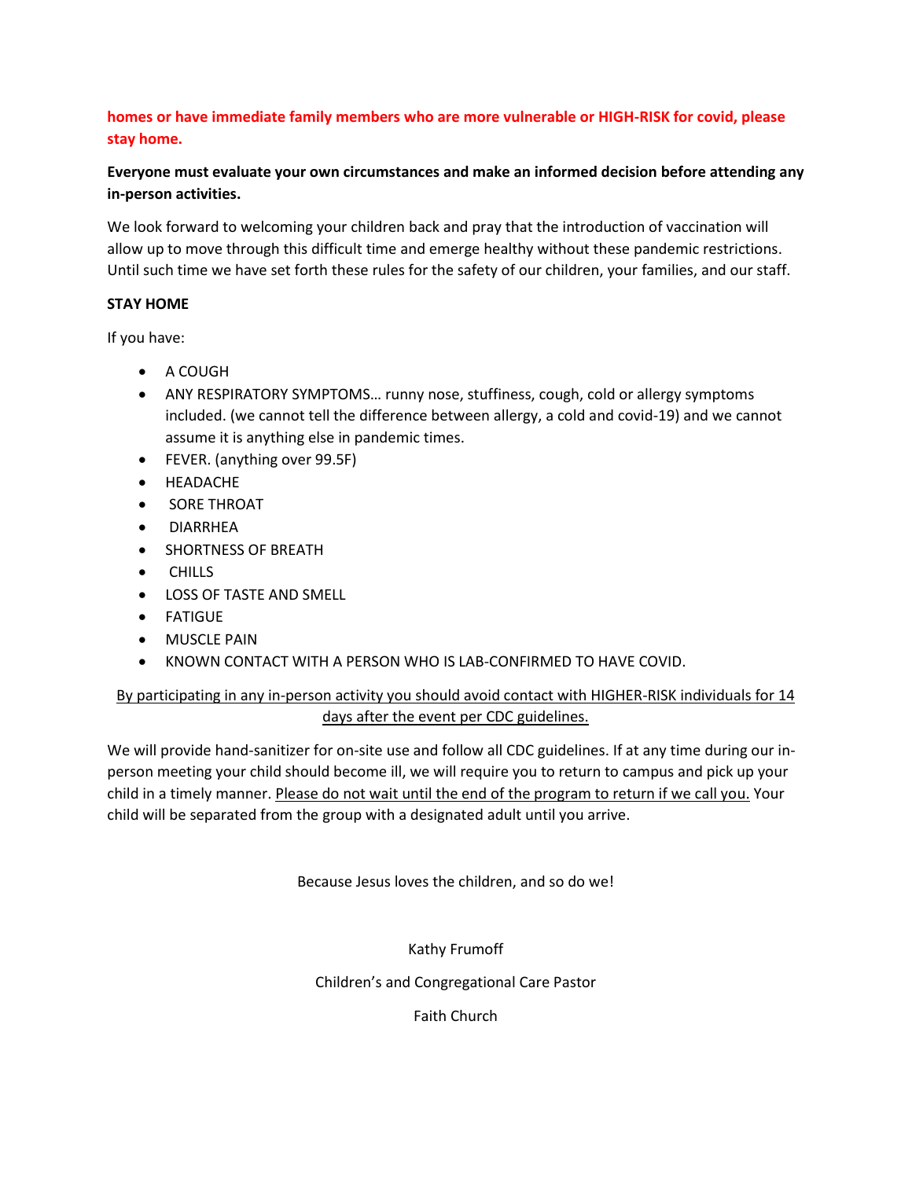**homes or have immediate family members who are more vulnerable or HIGH-RISK for covid, please stay home.**

**Everyone must evaluate your own circumstances and make an informed decision before attending any in-person activities.**

We look forward to welcoming your children back and pray that the introduction of vaccination will allow up to move through this difficult time and emerge healthy without these pandemic restrictions. Until such time we have set forth these rules for the safety of our children, your families, and our staff.

**STAY HOME**

If you have:

- A COUGH
- ANY RESPIRATORY SYMPTOMS… runny nose, stuffiness, cough, cold or allergy symptoms included. (we cannot tell the difference between allergy, a cold and covid-19) and we cannot assume it is anything else in pandemic times.
- FEVER. (anything over 99.5F)
- HEADACHE
- SORE THROAT
- DIARRHEA
- SHORTNESS OF BREATH
- CHILLS
- LOSS OF TASTE AND SMELL
- FATIGUE
- MUSCLE PAIN
- KNOWN CONTACT WITH A PERSON WHO IS LAB-CONFIRMED TO HAVE COVID.

<u>By participating in any in-person activity you should avoid contact with HIGHER-RISK individuals for 14 days after the event per CDC guidelines.</u>

We will provide hand-sanitizer for on-site use and follow all CDC guidelines. If at any time during our in-person meeting your child should become ill, we will require you to return to campus and pick up your child in a timely manner. <u>Please do not wait until the end of the program to return if we call you.</u> Your child will be separated from the group with a designated adult until you arrive.

Because Jesus loves the children, and so do we!

Kathy Frumoff

Children's and Congregational Care Pastor

Faith Church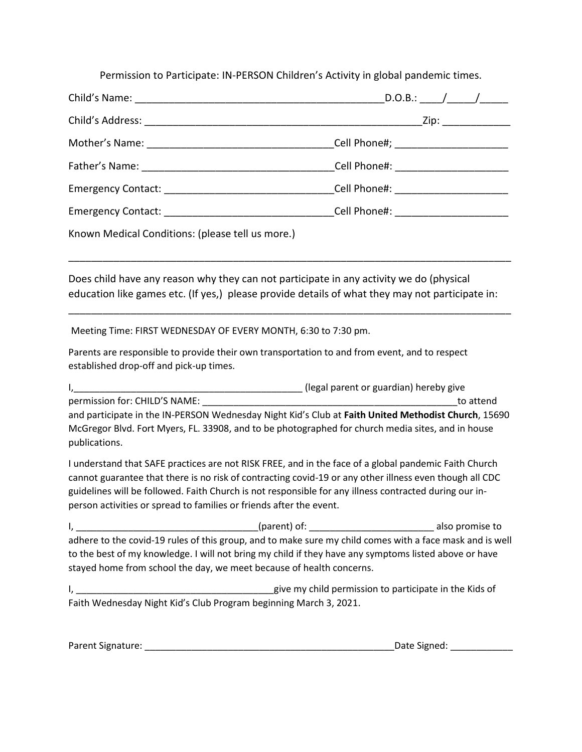Permission to Participate: IN-PERSON Children's Activity in global pandemic times.

Child's Name: _____________________________________________D.O.B.: ____/_____/_____

Child's Address: __________________________________________________Zip: ____________

Mother's Name: _________________________________Cell Phone#; ____________________

Father's Name: __________________________________Cell Phone#: ____________________

Emergency Contact: ______________________________Cell Phone#: ____________________

Emergency Contact: ______________________________Cell Phone#: ____________________

Known Medical Conditions: (please tell us more.)

_________________________________________________________________________________

Does child have any reason why they can not participate in any activity we do (physical education like games etc. (If yes,) please provide details of what they may not participate in:

_________________________________________________________________________________

Meeting Time: FIRST WEDNESDAY OF EVERY MONTH, 6:30 to 7:30 pm.

Parents are responsible to provide their own transportation to and from event, and to respect established drop-off and pick-up times.

I,____________________________________________ (legal parent or guardian) hereby give permission for: CHILD'S NAME: _________________________________________________to attend and participate in the IN-PERSON Wednesday Night Kid's Club at **Faith United Methodist Church**, 15690 McGregor Blvd. Fort Myers, FL. 33908, and to be photographed for church media sites, and in house publications.

I understand that SAFE practices are not RISK FREE, and in the face of a global pandemic Faith Church cannot guarantee that there is no risk of contracting covid-19 or any other illness even though all CDC guidelines will be followed. Faith Church is not responsible for any illness contracted during our in-person activities or spread to families or friends after the event.

I, __________________________________(parent) of: _______________________ also promise to adhere to the covid-19 rules of this group, and to make sure my child comes with a face mask and is well to the best of my knowledge. I will not bring my child if they have any symptoms listed above or have stayed home from school the day, we meet because of health concerns.

I, _____________________________________give my child permission to participate in the Kids of Faith Wednesday Night Kid's Club Program beginning March 3, 2021.

Parent Signature: ________________________________________________Date Signed: ____________